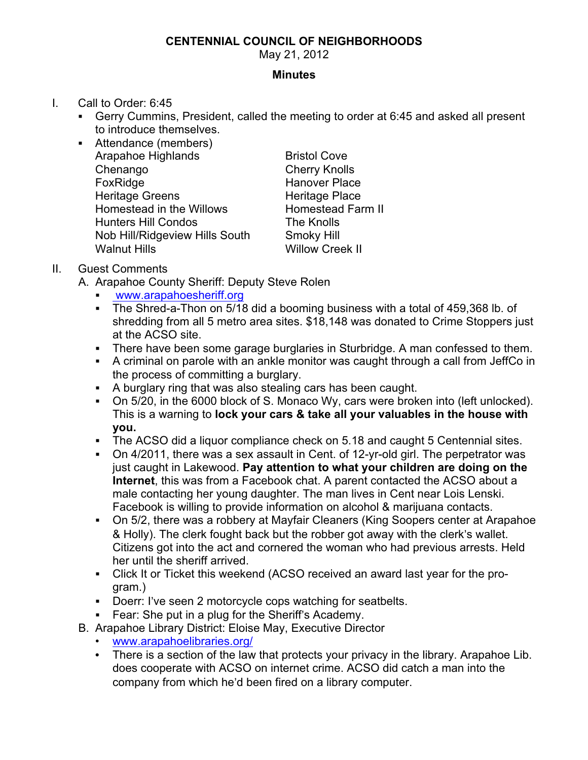# CENTENNIAL COUNCIL OF NEIGHBORHOODS

May 21, 2012

**Minutes**

I. Call to Order: 6:45
   - Gerry Cummins, President, called the meeting to order at 6:45 and asked all present to introduce themselves.
   - Attendance (members)

| | |
|---|---|
| Arapahoe Highlands | Bristol Cove |
| Chenango | Cherry Knolls |
| FoxRidge | Hanover Place |
| Heritage Greens | Heritage Place |
| Homestead in the Willows | Homestead Farm II |
| Hunters Hill Condos | The Knolls |
| Nob Hill/Ridgeview Hills South | Smoky Hill |
| Walnut Hills | Willow Creek II |

II. Guest Comments

A. Arapahoe County Sheriff: Deputy Steve Rolen
   - www.arapahoesheriff.org
   - The Shred-a-Thon on 5/18 did a booming business with a total of 459,368 lb. of shredding from all 5 metro area sites. $18,148 was donated to Crime Stoppers just at the ACSO site.
   - There have been some garage burglaries in Sturbridge. A man confessed to them.
   - A criminal on parole with an ankle monitor was caught through a call from JeffCo in the process of committing a burglary.
   - A burglary ring that was also stealing cars has been caught.
   - On 5/20, in the 6000 block of S. Monaco Wy, cars were broken into (left unlocked). This is a warning to **lock your cars & take all your valuables in the house with you.**
   - The ACSO did a liquor compliance check on 5.18 and caught 5 Centennial sites.
   - On 4/2011, there was a sex assault in Cent. of 12-yr-old girl. The perpetrator was just caught in Lakewood. **Pay attention to what your children are doing on the Internet**, this was from a Facebook chat. A parent contacted the ACSO about a male contacting her young daughter. The man lives in Cent near Lois Lenski. Facebook is willing to provide information on alcohol & marijuana contacts.
   - On 5/2, there was a robbery at Mayfair Cleaners (King Soopers center at Arapahoe & Holly). The clerk fought back but the robber got away with the clerk's wallet. Citizens got into the act and cornered the woman who had previous arrests. Held her until the sheriff arrived.
   - Click It or Ticket this weekend (ACSO received an award last year for the program.)
   - Doerr: I've seen 2 motorcycle cops watching for seatbelts.
   - Fear: She put in a plug for the Sheriff's Academy.

B. Arapahoe Library District: Eloise May, Executive Director
   - www.arapahoelibraries.org/
   - There is a section of the law that protects your privacy in the library. Arapahoe Lib. does cooperate with ACSO on internet crime. ACSO did catch a man into the company from which he'd been fired on a library computer.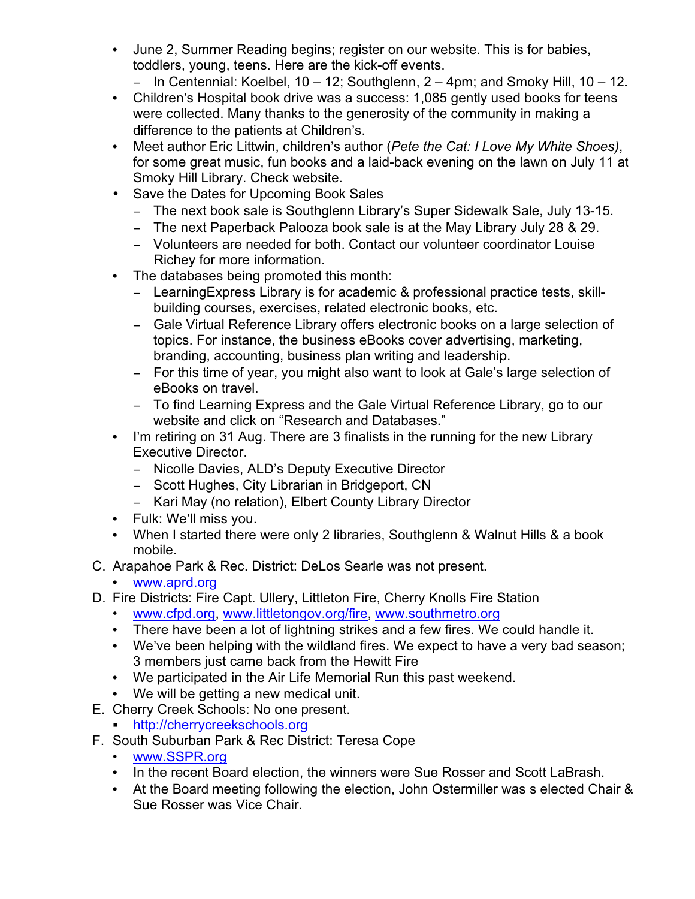- June 2, Summer Reading begins; register on our website. This is for babies, toddlers, young, teens. Here are the kick-off events.
  - In Centennial: Koelbel, 10 – 12; Southglenn, 2 – 4pm; and Smoky Hill, 10 – 12.
- Children's Hospital book drive was a success: 1,085 gently used books for teens were collected. Many thanks to the generosity of the community in making a difference to the patients at Children's.
- Meet author Eric Littwin, children's author (*Pete the Cat: I Love My White Shoes)*, for some great music, fun books and a laid-back evening on the lawn on July 11 at Smoky Hill Library. Check website.
- Save the Dates for Upcoming Book Sales
  - The next book sale is Southglenn Library's Super Sidewalk Sale, July 13-15.
  - The next Paperback Palooza book sale is at the May Library July 28 & 29.
  - Volunteers are needed for both. Contact our volunteer coordinator Louise Richey for more information.
- The databases being promoted this month:
  - LearningExpress Library is for academic & professional practice tests, skill-building courses, exercises, related electronic books, etc.
  - Gale Virtual Reference Library offers electronic books on a large selection of topics. For instance, the business eBooks cover advertising, marketing, branding, accounting, business plan writing and leadership.
  - For this time of year, you might also want to look at Gale's large selection of eBooks on travel.
  - To find Learning Express and the Gale Virtual Reference Library, go to our website and click on "Research and Databases."
- I'm retiring on 31 Aug. There are 3 finalists in the running for the new Library Executive Director.
  - Nicolle Davies, ALD's Deputy Executive Director
  - Scott Hughes, City Librarian in Bridgeport, CN
  - Kari May (no relation), Elbert County Library Director
- Fulk: We'll miss you.
- When I started there were only 2 libraries, Southglenn & Walnut Hills & a book mobile.

C. Arapahoe Park & Rec. District: DeLos Searle was not present.
- www.aprd.org

D. Fire Districts: Fire Capt. Ullery, Littleton Fire, Cherry Knolls Fire Station
- www.cfpd.org, www.littletongov.org/fire, www.southmetro.org
- There have been a lot of lightning strikes and a few fires. We could handle it.
- We've been helping with the wildland fires. We expect to have a very bad season; 3 members just came back from the Hewitt Fire
- We participated in the Air Life Memorial Run this past weekend.
- We will be getting a new medical unit.

E. Cherry Creek Schools: No one present.
- http://cherrycreekschools.org

F. South Suburban Park & Rec District: Teresa Cope
- www.SSPR.org
- In the recent Board election, the winners were Sue Rosser and Scott LaBrash.
- At the Board meeting following the election, John Ostermiller was s elected Chair & Sue Rosser was Vice Chair.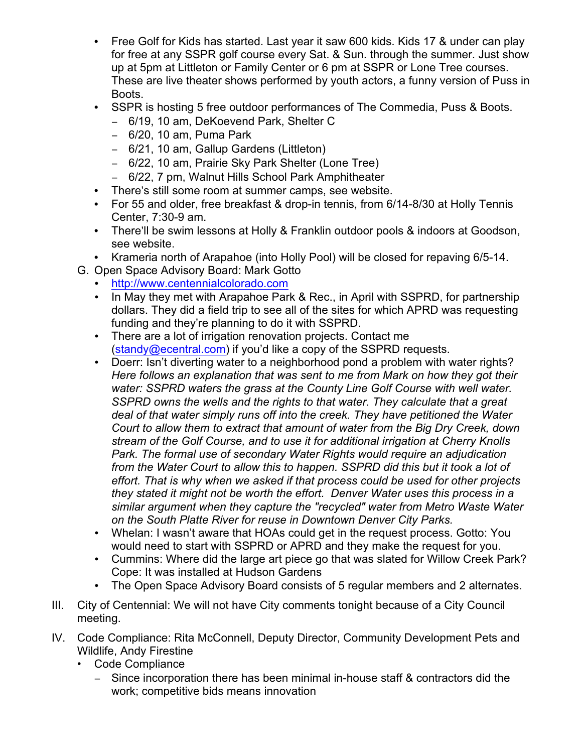- Free Golf for Kids has started. Last year it saw 600 kids. Kids 17 & under can play for free at any SSPR golf course every Sat. & Sun. through the summer. Just show up at 5pm at Littleton or Family Center or 6 pm at SSPR or Lone Tree courses. These are live theater shows performed by youth actors, a funny version of Puss in Boots.
- SSPR is hosting 5 free outdoor performances of The Commedia, Puss & Boots.
  - 6/19, 10 am, DeKoevend Park, Shelter C
  - 6/20, 10 am, Puma Park
  - 6/21, 10 am, Gallup Gardens (Littleton)
  - 6/22, 10 am, Prairie Sky Park Shelter (Lone Tree)
  - 6/22, 7 pm, Walnut Hills School Park Amphitheater
- There's still some room at summer camps, see website.
- For 55 and older, free breakfast & drop-in tennis, from 6/14-8/30 at Holly Tennis Center, 7:30-9 am.
- There'll be swim lessons at Holly & Franklin outdoor pools & indoors at Goodson, see website.
- Krameria north of Arapahoe (into Holly Pool) will be closed for repaving 6/5-14.

G. Open Space Advisory Board: Mark Gotto
- http://www.centennialcolorado.com
- In May they met with Arapahoe Park & Rec., in April with SSPRD, for partnership dollars. They did a field trip to see all of the sites for which APRD was requesting funding and they're planning to do it with SSPRD.
- There are a lot of irrigation renovation projects. Contact me (standy@ecentral.com) if you'd like a copy of the SSPRD requests.
- Doerr: Isn't diverting water to a neighborhood pond a problem with water rights? *Here follows an explanation that was sent to me from Mark on how they got their water: SSPRD waters the grass at the County Line Golf Course with well water. SSPRD owns the wells and the rights to that water. They calculate that a great deal of that water simply runs off into the creek. They have petitioned the Water Court to allow them to extract that amount of water from the Big Dry Creek, down stream of the Golf Course, and to use it for additional irrigation at Cherry Knolls Park. The formal use of secondary Water Rights would require an adjudication from the Water Court to allow this to happen. SSPRD did this but it took a lot of effort. That is why when we asked if that process could be used for other projects they stated it might not be worth the effort. Denver Water uses this process in a similar argument when they capture the "recycled" water from Metro Waste Water on the South Platte River for reuse in Downtown Denver City Parks.*
- Whelan: I wasn't aware that HOAs could get in the request process. Gotto: You would need to start with SSPRD or APRD and they make the request for you.
- Cummins: Where did the large art piece go that was slated for Willow Creek Park? Cope: It was installed at Hudson Gardens
- The Open Space Advisory Board consists of 5 regular members and 2 alternates.

III. City of Centennial: We will not have City comments tonight because of a City Council meeting.

IV. Code Compliance: Rita McConnell, Deputy Director, Community Development Pets and Wildlife, Andy Firestine
- Code Compliance
  - Since incorporation there has been minimal in-house staff & contractors did the work; competitive bids means innovation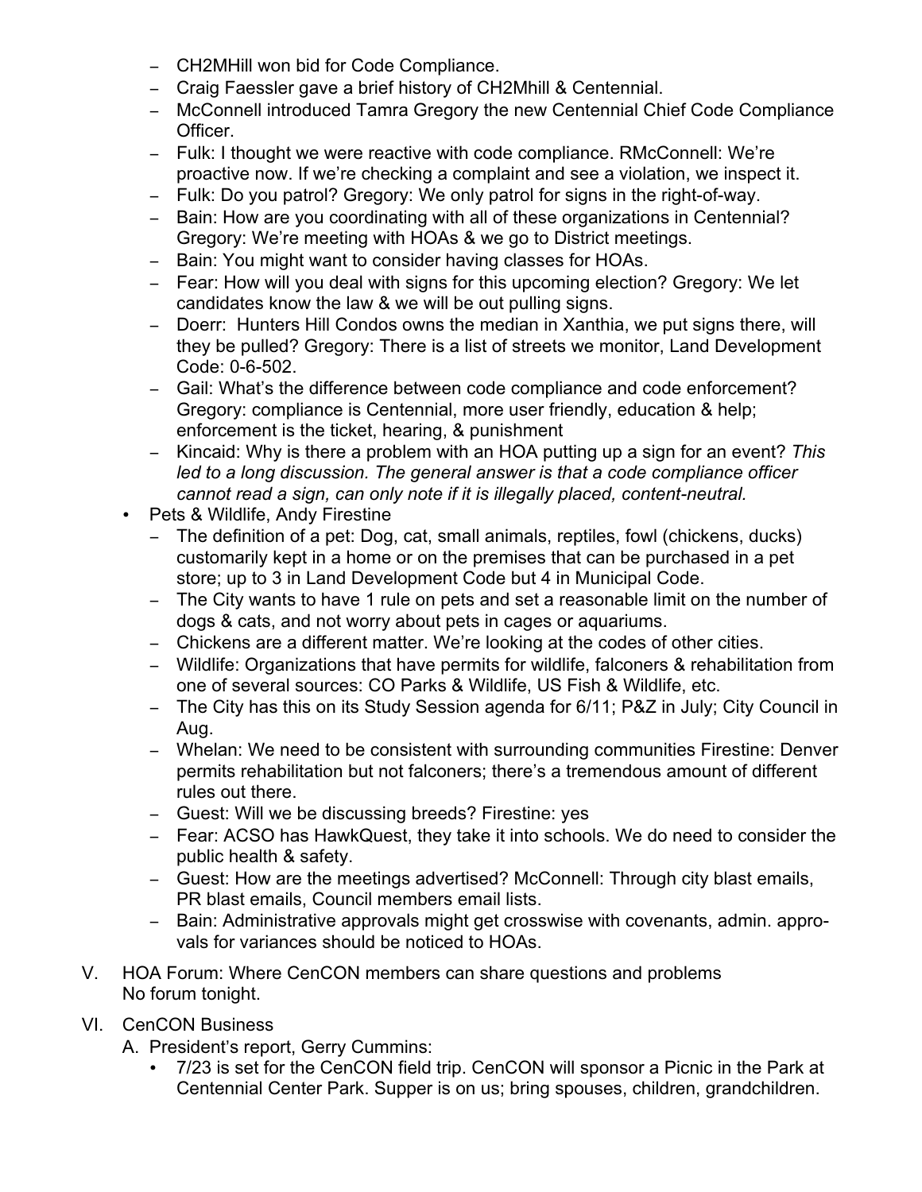- CH2MHill won bid for Code Compliance.
- Craig Faessler gave a brief history of CH2Mhill & Centennial.
- McConnell introduced Tamra Gregory the new Centennial Chief Code Compliance Officer.
- Fulk: I thought we were reactive with code compliance. RMcConnell: We're proactive now. If we're checking a complaint and see a violation, we inspect it.
- Fulk: Do you patrol? Gregory: We only patrol for signs in the right-of-way.
- Bain: How are you coordinating with all of these organizations in Centennial? Gregory: We're meeting with HOAs & we go to District meetings.
- Bain: You might want to consider having classes for HOAs.
- Fear: How will you deal with signs for this upcoming election? Gregory: We let candidates know the law & we will be out pulling signs.
- Doerr: Hunters Hill Condos owns the median in Xanthia, we put signs there, will they be pulled? Gregory: There is a list of streets we monitor, Land Development Code: 0-6-502.
- Gail: What's the difference between code compliance and code enforcement? Gregory: compliance is Centennial, more user friendly, education & help; enforcement is the ticket, hearing, & punishment
- Kincaid: Why is there a problem with an HOA putting up a sign for an event? *This led to a long discussion. The general answer is that a code compliance officer cannot read a sign, can only note if it is illegally placed, content-neutral.*

- Pets & Wildlife, Andy Firestine
  - The definition of a pet: Dog, cat, small animals, reptiles, fowl (chickens, ducks) customarily kept in a home or on the premises that can be purchased in a pet store; up to 3 in Land Development Code but 4 in Municipal Code.
  - The City wants to have 1 rule on pets and set a reasonable limit on the number of dogs & cats, and not worry about pets in cages or aquariums.
  - Chickens are a different matter. We're looking at the codes of other cities.
  - Wildlife: Organizations that have permits for wildlife, falconers & rehabilitation from one of several sources: CO Parks & Wildlife, US Fish & Wildlife, etc.
  - The City has this on its Study Session agenda for 6/11; P&Z in July; City Council in Aug.
  - Whelan: We need to be consistent with surrounding communities Firestine: Denver permits rehabilitation but not falconers; there's a tremendous amount of different rules out there.
  - Guest: Will we be discussing breeds? Firestine: yes
  - Fear: ACSO has HawkQuest, they take it into schools. We do need to consider the public health & safety.
  - Guest: How are the meetings advertised? McConnell: Through city blast emails, PR blast emails, Council members email lists.
  - Bain: Administrative approvals might get crosswise with covenants, admin. approvals for variances should be noticed to HOAs.

V. HOA Forum: Where CenCON members can share questions and problems
No forum tonight.

VI. CenCON Business

A. President's report, Gerry Cummins:

- 7/23 is set for the CenCON field trip. CenCON will sponsor a Picnic in the Park at Centennial Center Park. Supper is on us; bring spouses, children, grandchildren.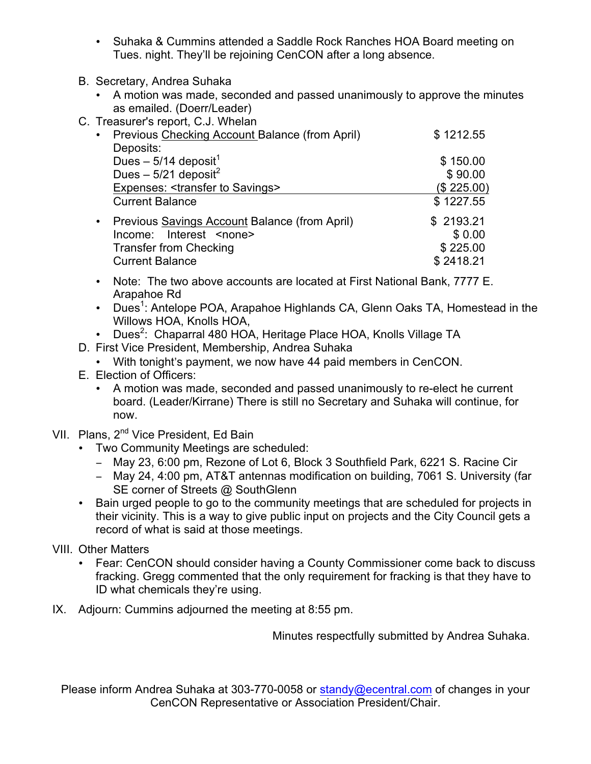- Suhaka & Cummins attended a Saddle Rock Ranches HOA Board meeting on Tues. night. They'll be rejoining CenCON after a long absence.

B. Secretary, Andrea Suhaka
   - A motion was made, seconded and passed unanimously to approve the minutes as emailed. (Doerr/Leader)

C. Treasurer's report, C.J. Whelan
   - Previous Checking Account Balance (from April) $ 1212.55
     Deposits:
     Dues – 5/14 deposit[1] $ 150.00
     Dues – 5/21 deposit[2] $ 90.00
     Expenses: <transfer to Savings> ($ 225.00)
     Current Balance $ 1227.55
   - Previous Savings Account Balance (from April) $ 2193.21
     Income: Interest <none> $ 0.00
     Transfer from Checking $ 225.00
     Current Balance $ 2418.21
   - Note: The two above accounts are located at First National Bank, 7777 E. Arapahoe Rd
   - Dues[1]: Antelope POA, Arapahoe Highlands CA, Glenn Oaks TA, Homestead in the Willows HOA, Knolls HOA,
   - Dues[2]: Chaparral 480 HOA, Heritage Place HOA, Knolls Village TA

D. First Vice President, Membership, Andrea Suhaka
   - With tonight's payment, we now have 44 paid members in CenCON.

E. Election of Officers:
   - A motion was made, seconded and passed unanimously to re-elect he current board. (Leader/Kirrane) There is still no Secretary and Suhaka will continue, for now.

VII. Plans, 2nd Vice President, Ed Bain
- Two Community Meetings are scheduled:
  - May 23, 6:00 pm, Rezone of Lot 6, Block 3 Southfield Park, 6221 S. Racine Cir
  - May 24, 4:00 pm, AT&T antennas modification on building, 7061 S. University (far SE corner of Streets @ SouthGlenn
- Bain urged people to go to the community meetings that are scheduled for projects in their vicinity. This is a way to give public input on projects and the City Council gets a record of what is said at those meetings.

VIII. Other Matters
- Fear: CenCON should consider having a County Commissioner come back to discuss fracking. Gregg commented that the only requirement for fracking is that they have to ID what chemicals they're using.

IX. Adjourn: Cummins adjourned the meeting at 8:55 pm.

Minutes respectfully submitted by Andrea Suhaka.

Please inform Andrea Suhaka at 303-770-0058 or standy@ecentral.com of changes in your CenCON Representative or Association President/Chair.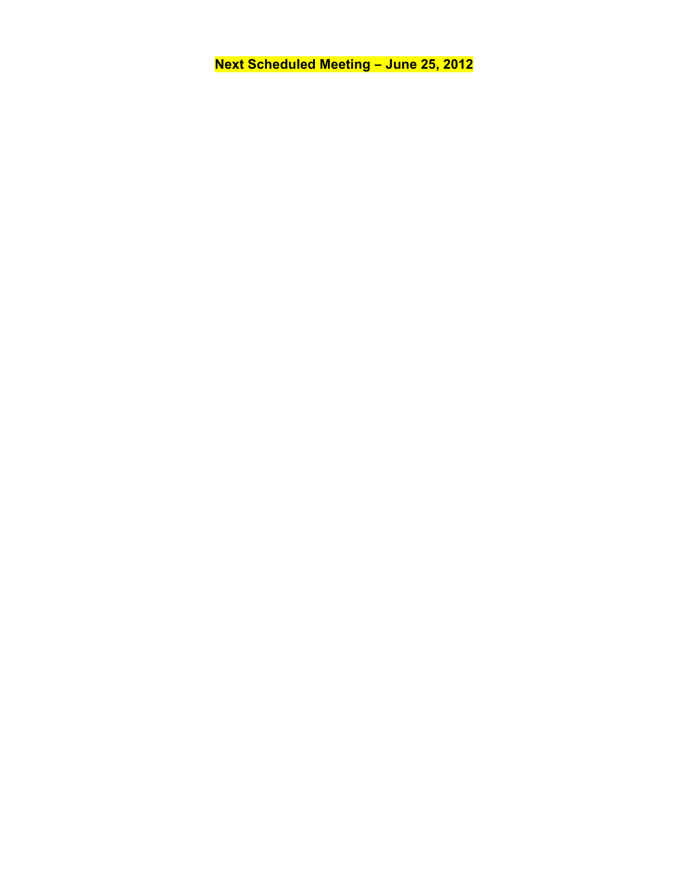**Next Scheduled Meeting – June 25, 2012**